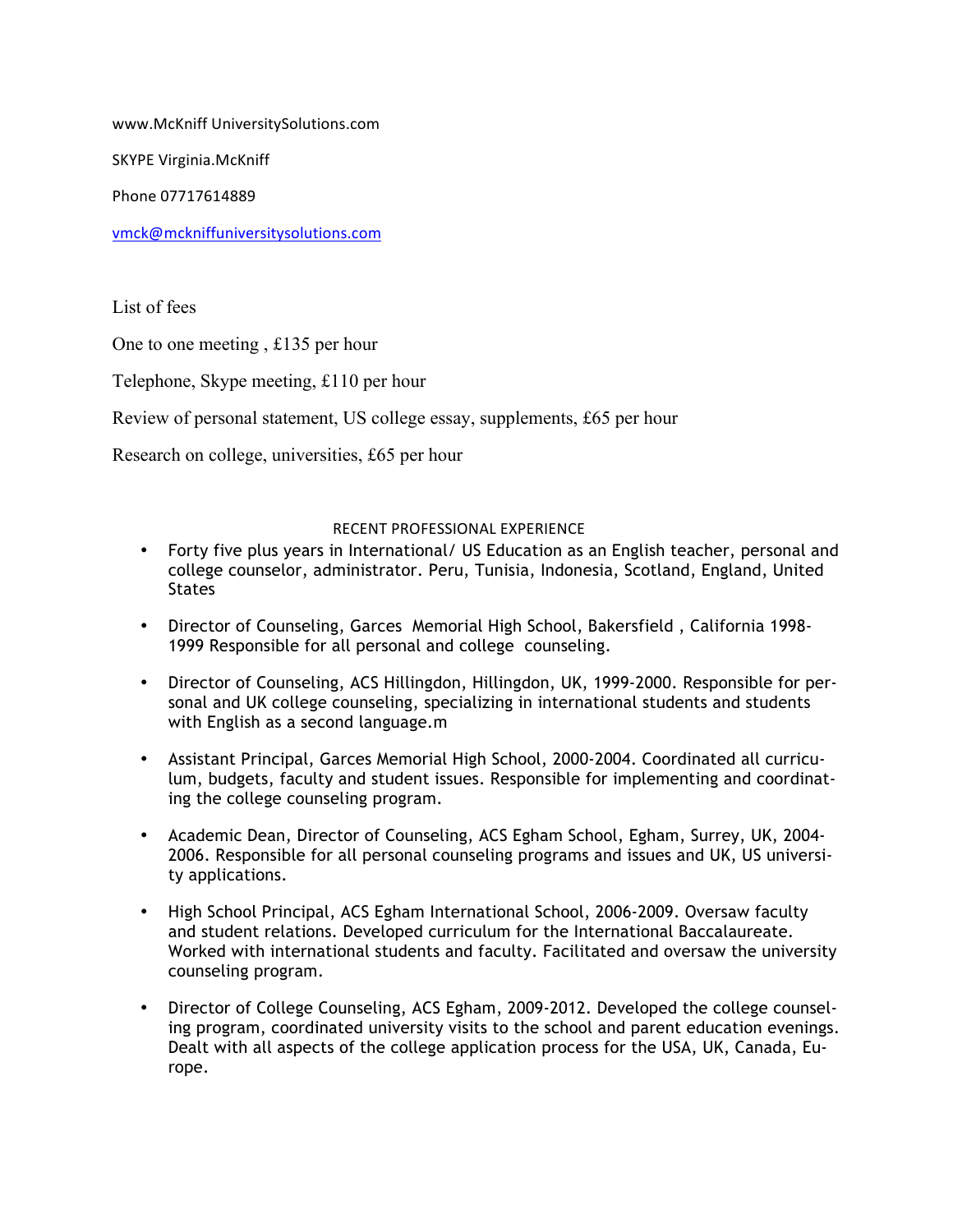www.McKniff UniversitySolutions.com

SKYPE Virginia.McKniff

Phone 07717614889

vmck@mckniffuniversitysolutions.com

List of fees

One to one meeting , £135 per hour

Telephone, Skype meeting, £110 per hour

Review of personal statement, US college essay, supplements, £65 per hour

Research on college, universities, £65 per hour

RECENT PROFESSIONAL EXPERIENCE

- Forty five plus years in International/ US Education as an English teacher, personal and college counselor, administrator. Peru, Tunisia, Indonesia, Scotland, England, United States
- Director of Counseling, Garces Memorial High School, Bakersfield , California 1998-1999 Responsible for all personal and college counseling.
- Director of Counseling, ACS Hillingdon, Hillingdon, UK, 1999-2000. Responsible for personal and UK college counseling, specializing in international students and students with English as a second language.m
- Assistant Principal, Garces Memorial High School, 2000-2004. Coordinated all curriculum, budgets, faculty and student issues. Responsible for implementing and coordinating the college counseling program.
- Academic Dean, Director of Counseling, ACS Egham School, Egham, Surrey, UK, 2004-2006. Responsible for all personal counseling programs and issues and UK, US university applications.
- High School Principal, ACS Egham International School, 2006-2009. Oversaw faculty and student relations. Developed curriculum for the International Baccalaureate. Worked with international students and faculty. Facilitated and oversaw the university counseling program.
- Director of College Counseling, ACS Egham, 2009-2012. Developed the college counseling program, coordinated university visits to the school and parent education evenings. Dealt with all aspects of the college application process for the USA, UK, Canada, Europe.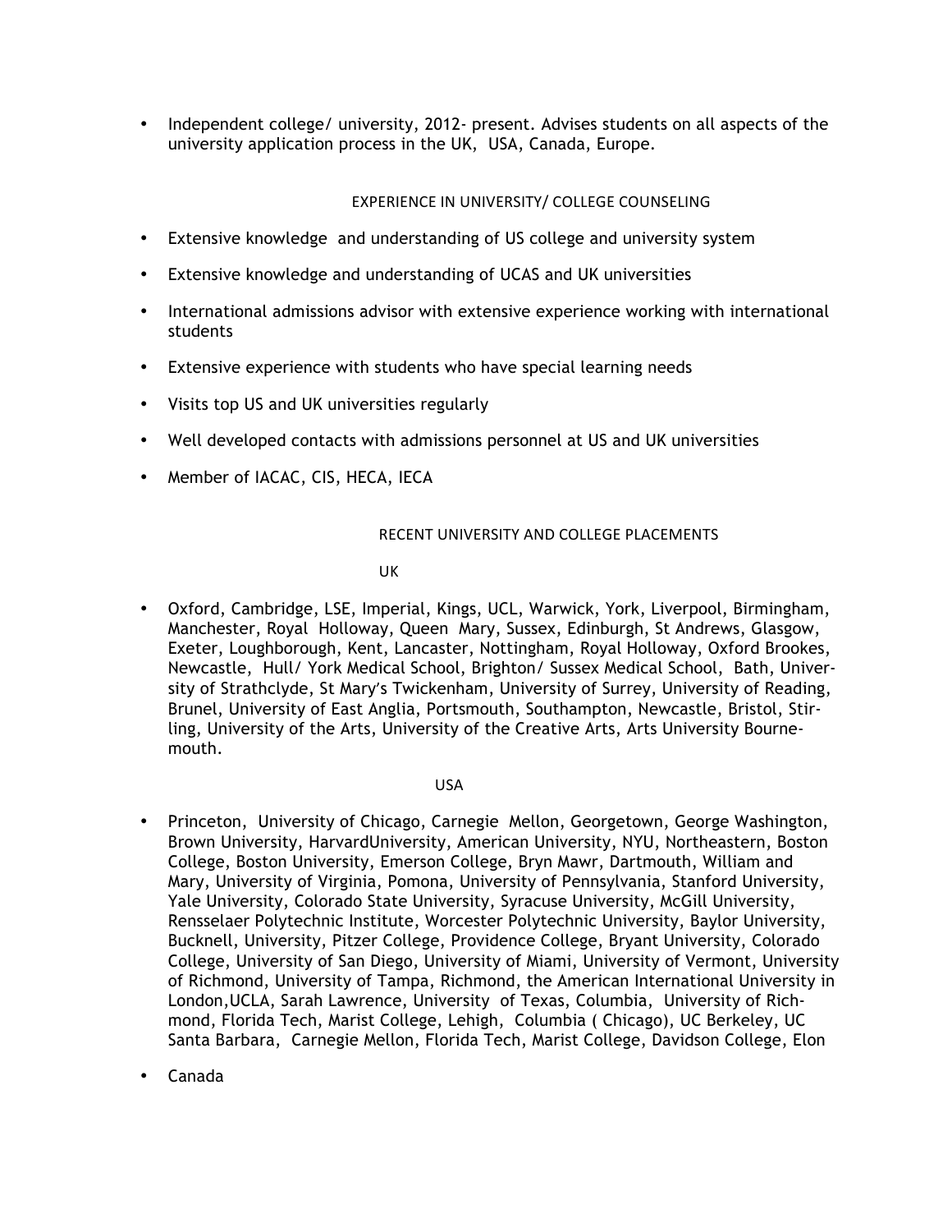- Independent college/ university, 2012- present. Advises students on all aspects of the university application process in the UK, USA, Canada, Europe.

## EXPERIENCE IN UNIVERSITY/ COLLEGE COUNSELING

- Extensive knowledge and understanding of US college and university system
- Extensive knowledge and understanding of UCAS and UK universities
- International admissions advisor with extensive experience working with international students
- Extensive experience with students who have special learning needs
- Visits top US and UK universities regularly
- Well developed contacts with admissions personnel at US and UK universities
- Member of IACAC, CIS, HECA, IECA

## RECENT UNIVERSITY AND COLLEGE PLACEMENTS

### UK

- Oxford, Cambridge, LSE, Imperial, Kings, UCL, Warwick, York, Liverpool, Birmingham, Manchester, Royal Holloway, Queen Mary, Sussex, Edinburgh, St Andrews, Glasgow, Exeter, Loughborough, Kent, Lancaster, Nottingham, Royal Holloway, Oxford Brookes, Newcastle, Hull/ York Medical School, Brighton/ Sussex Medical School, Bath, University of Strathclyde, St Mary's Twickenham, University of Surrey, University of Reading, Brunel, University of East Anglia, Portsmouth, Southampton, Newcastle, Bristol, Stirling, University of the Arts, University of the Creative Arts, Arts University Bournemouth.

### USA

- Princeton, University of Chicago, Carnegie Mellon, Georgetown, George Washington, Brown University, HarvardUniversity, American University, NYU, Northeastern, Boston College, Boston University, Emerson College, Bryn Mawr, Dartmouth, William and Mary, University of Virginia, Pomona, University of Pennsylvania, Stanford University, Yale University, Colorado State University, Syracuse University, McGill University, Rensselaer Polytechnic Institute, Worcester Polytechnic University, Baylor University, Bucknell, University, Pitzer College, Providence College, Bryant University, Colorado College, University of San Diego, University of Miami, University of Vermont, University of Richmond, University of Tampa, Richmond, the American International University in London,UCLA, Sarah Lawrence, University of Texas, Columbia, University of Richmond, Florida Tech, Marist College, Lehigh, Columbia ( Chicago), UC Berkeley, UC Santa Barbara, Carnegie Mellon, Florida Tech, Marist College, Davidson College, Elon
- Canada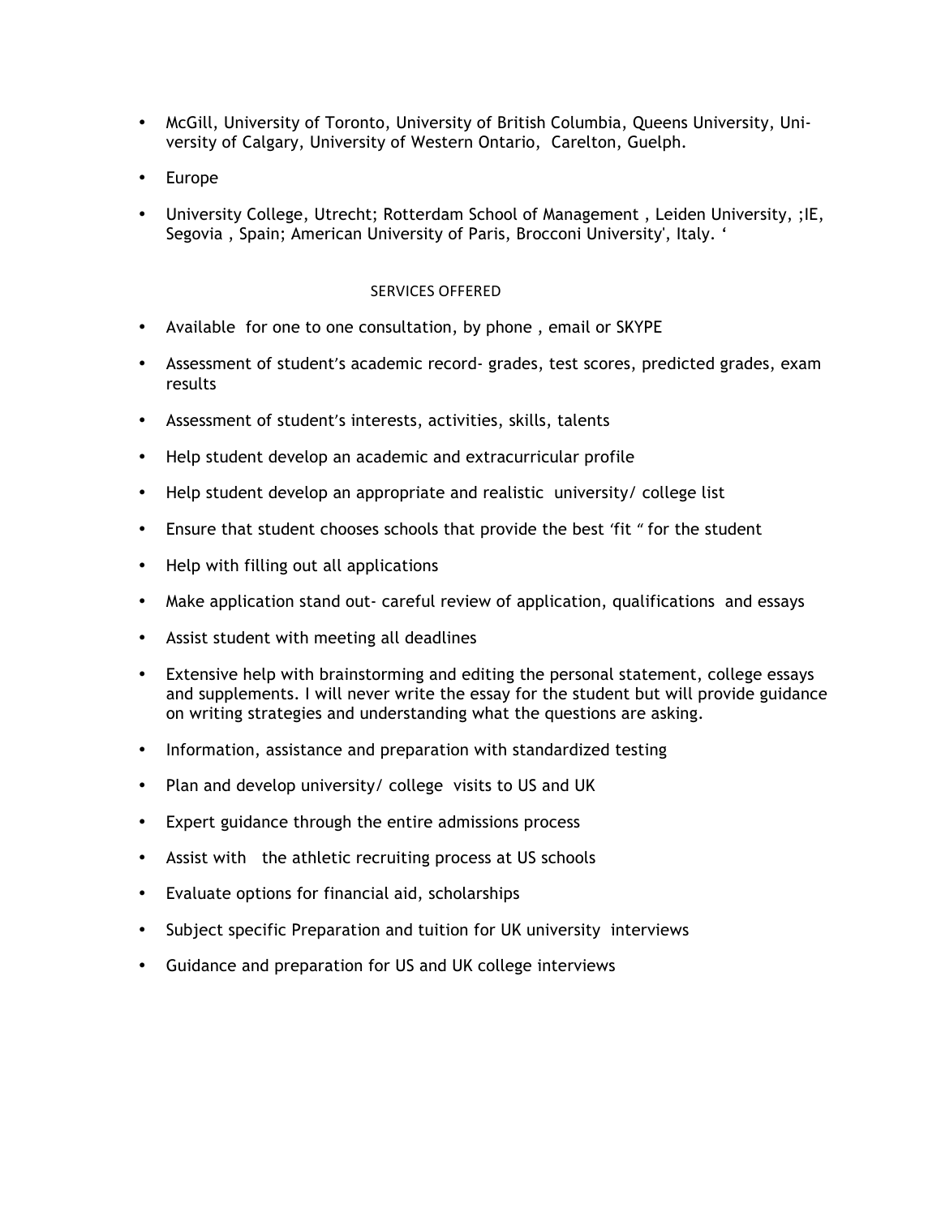- McGill, University of Toronto, University of British Columbia, Queens University, University of Calgary, University of Western Ontario, Carelton, Guelph.
- Europe
- University College, Utrecht; Rotterdam School of Management , Leiden University, ;IE, Segovia , Spain; American University of Paris, Brocconi University', Italy. '

SERVICES OFFERED

- Available for one to one consultation, by phone , email or SKYPE
- Assessment of student's academic record- grades, test scores, predicted grades, exam results
- Assessment of student's interests, activities, skills, talents
- Help student develop an academic and extracurricular profile
- Help student develop an appropriate and realistic university/ college list
- Ensure that student chooses schools that provide the best 'fit " for the student
- Help with filling out all applications
- Make application stand out- careful review of application, qualifications and essays
- Assist student with meeting all deadlines
- Extensive help with brainstorming and editing the personal statement, college essays and supplements. I will never write the essay for the student but will provide guidance on writing strategies and understanding what the questions are asking.
- Information, assistance and preparation with standardized testing
- Plan and develop university/ college visits to US and UK
- Expert guidance through the entire admissions process
- Assist with the athletic recruiting process at US schools
- Evaluate options for financial aid, scholarships
- Subject specific Preparation and tuition for UK university interviews
- Guidance and preparation for US and UK college interviews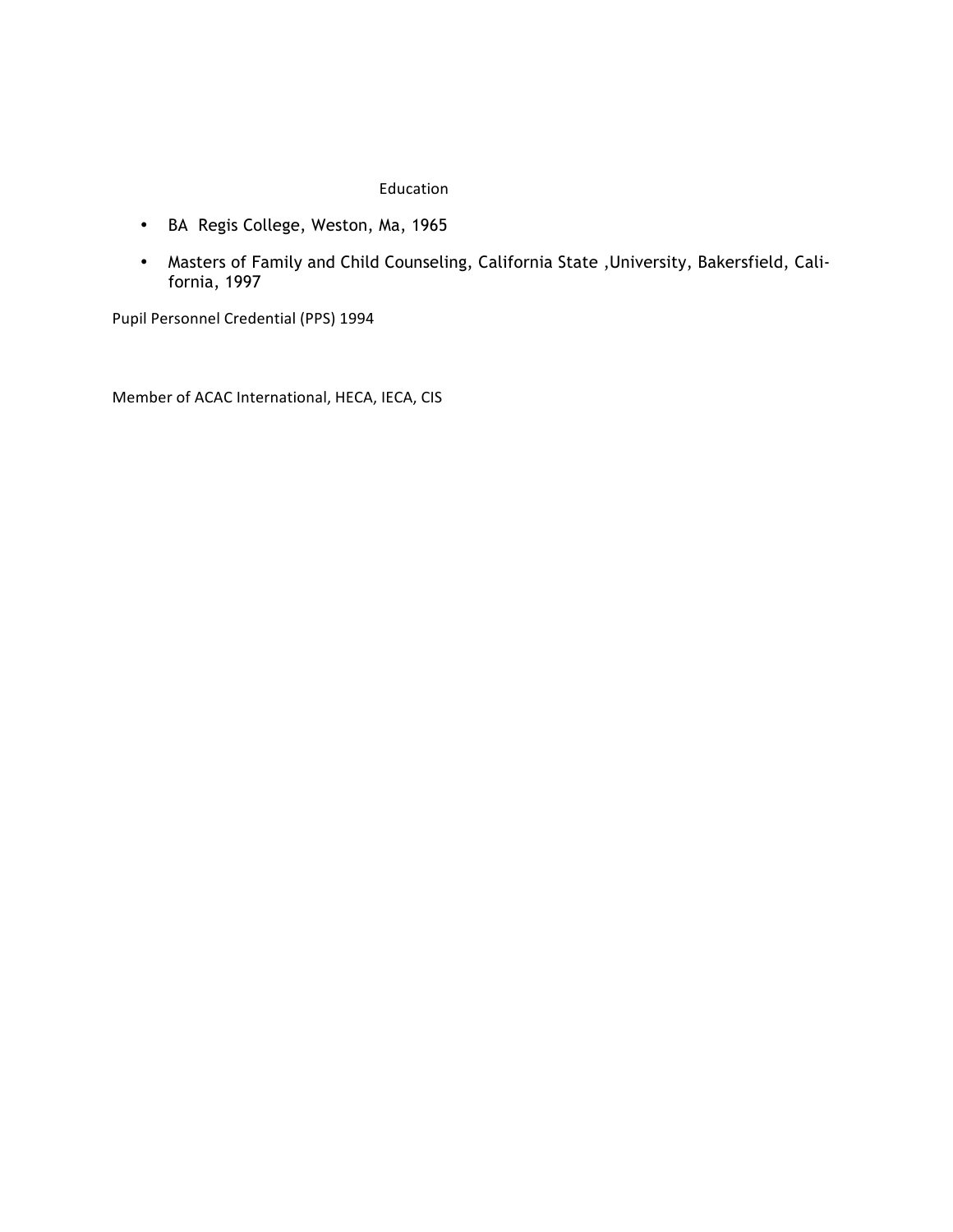## Education

- BA Regis College, Weston, Ma, 1965
- Masters of Family and Child Counseling, California State ,University, Bakersfield, California, 1997

Pupil Personnel Credential (PPS) 1994

Member of ACAC International, HECA, IECA, CIS